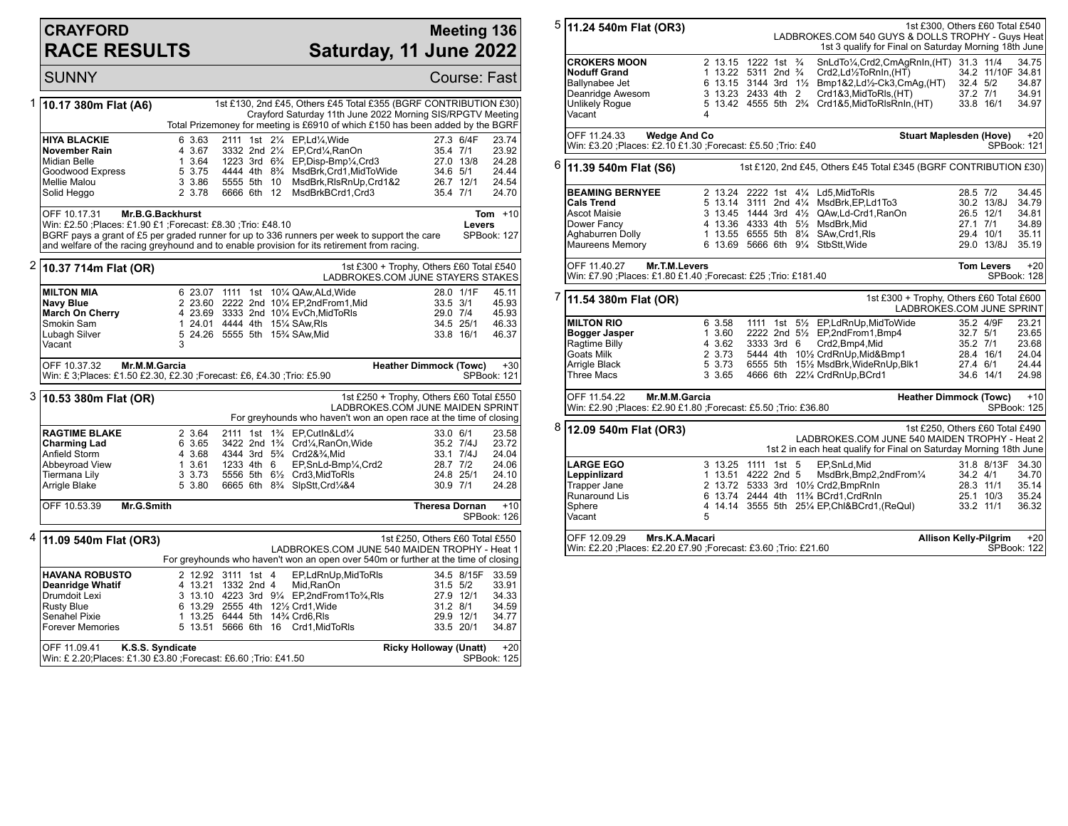# CRAYFORD RACE RESULTS

**Meeting 136**
**Saturday, 11 June 2022**

SUNNY — Course: Fast

## 1 10.17 380m Flat (A6)

1st £130, 2nd £45, Others £45 Total £355 (BGRF CONTRIBUTION £30)
Crayford Saturday 11th June 2022 Morning SIS/RPGTV Meeting
Total Prizemoney for meeting is £6910 of which £150 has been added by the BGRF

| Greyhound | Trap | Split | Sectionals | Pos | Dist | Remarks | Wt | SP | Time |
|---|---|---|---|---|---|---|---|---|---|
| **HIYA BLACKIE** | 6 | 3.63 | 2111 | 1st | 2¼ | EP,Ld¼,Wide | 27.3 | 6/4F | 23.74 |
| **November Rain** | 4 | 3.67 | 3332 | 2nd | 2¼ | EP,Crd¼,RanOn | 35.4 | 7/1 | 23.92 |
| Midian Belle | 1 | 3.64 | 1223 | 3rd | 6¾ | EP,Disp-Bmp¼,Crd3 | 27.0 | 13/8 | 24.28 |
| Goodwood Express | 5 | 3.75 | 4444 | 4th | 8¾ | MsdBrk,Crd1,MidToWide | 34.6 | 5/1 | 24.44 |
| Mellie Malou | 3 | 3.86 | 5555 | 5th | 10 | MsdBrk,RlsRnUp,Crd1&2 | 26.7 | 12/1 | 24.54 |
| Solid Heggo | 2 | 3.78 | 6666 | 6th | 12 | MsdBrkBCrd1,Crd3 | 35.4 | 7/1 | 24.70 |

OFF 10.17.31 **Mr.B.G.Backhurst** — **Tom Levers** +10
Win: £2.50 ;Places: £1.90 £1 ;Forecast: £8.30 ;Trio: £48.10 — SPBook: 127
BGRF pays a grant of £5 per graded runner for up to 336 runners per week to support the care and welfare of the racing greyhound and to enable provision for its retirement from racing.

## 2 10.37 714m Flat (OR)

1st £300 + Trophy, Others £60 Total £540
LADBROKES.COM JUNE STAYERS STAKES

| Greyhound | Trap | Split | Sectionals | Pos | Dist | Remarks | Wt | SP | Time |
|---|---|---|---|---|---|---|---|---|---|
| **MILTON MIA** | 6 | 23.07 | 1111 | 1st | 10¼ | QAw,ALd,Wide | 28.0 | 1/1F | 45.11 |
| **Navy Blue** | 2 | 23.60 | 2222 | 2nd | 10¼ | EP,2ndFrom1,Mid | 33.5 | 3/1 | 45.93 |
| **March On Cherry** | 4 | 23.69 | 3333 | 2nd | 10¼ | EvCh,MidToRls | 29.0 | 7/4 | 45.93 |
| Smokin Sam | 1 | 24.01 | 4444 | 4th | 15¼ | SAw,Rls | 34.5 | 25/1 | 46.33 |
| Lubagh Silver | 5 | 24.26 | 5555 | 5th | 15¾ | SAw,Mid | 33.8 | 16/1 | 46.37 |
| Vacant | 3 | | | | | | | | |

OFF 10.37.32 **Mr.M.M.Garcia** — **Heather Dimmock (Towc)** +30
Win: £ 3;Places: £1.50 £2.30, £2.30 ;Forecast: £6, £4.30 ;Trio: £5.90 — SPBook: 121

## 3 10.53 380m Flat (OR)

1st £250 + Trophy, Others £60 Total £550
LADBROKES.COM JUNE MAIDEN SPRINT
For greyhounds who haven't won an open race at the time of closing

| Greyhound | Trap | Split | Sectionals | Pos | Dist | Remarks | Wt | SP | Time |
|---|---|---|---|---|---|---|---|---|---|
| **RAGTIME BLAKE** | 2 | 3.64 | 2111 | 1st | 1¾ | EP,CutIn&Ld¼ | 33.0 | 6/1 | 23.58 |
| **Charming Lad** | 6 | 3.65 | 3422 | 2nd | 1¾ | Crd¼,RanOn,Wide | 35.2 | 7/4J | 23.72 |
| Anfield Storm | 4 | 3.68 | 4344 | 3rd | 5¾ | Crd2&¾,Mid | 33.1 | 7/4J | 24.04 |
| Abbeyroad View | 1 | 3.61 | 1233 | 4th | 6 | EP,SnLd-Bmp¼,Crd2 | 28.7 | 7/2 | 24.06 |
| Tiermana Lily | 3 | 3.73 | 5556 | 5th | 6½ | Crd3,MidToRls | 24.8 | 25/1 | 24.10 |
| Arrigle Blake | 5 | 3.80 | 6665 | 6th | 8¾ | SlpStt,Crd¼&4 | 30.9 | 7/1 | 24.28 |

OFF 10.53.39 **Mr.G.Smith** — **Theresa Dornan** +10
SPBook: 126

## 4 11.09 540m Flat (OR3)

1st £250, Others £60 Total £550
LADBROKES.COM JUNE 540 MAIDEN TROPHY - Heat 1
For greyhounds who haven't won an open over 540m or further at the time of closing

| Greyhound | Trap | Split | Sectionals | Pos | Dist | Remarks | Wt | SP | Time |
|---|---|---|---|---|---|---|---|---|---|
| **HAVANA ROBUSTO** | 2 | 12.92 | 3111 | 1st | 4 | EP,LdRnUp,MidToRls | 34.5 | 8/15F | 33.59 |
| **Deanridge Whatif** | 4 | 13.21 | 1332 | 2nd | 4 | Mid,RanOn | 31.5 | 5/2 | 33.91 |
| Drumdoit Lexi | 3 | 13.10 | 4223 | 3rd | 9¼ | EP,2ndFrom1To¾,Rls | 27.9 | 12/1 | 34.33 |
| Rusty Blue | 6 | 13.29 | 2555 | 4th | 12½ | Crd1,Wide | 31.2 | 8/1 | 34.59 |
| Senahel Pixie | 1 | 13.25 | 6444 | 5th | 14¾ | Crd6,Rls | 29.9 | 12/1 | 34.77 |
| Forever Memories | 5 | 13.51 | 5666 | 6th | 16 | Crd1,MidToRls | 33.5 | 20/1 | 34.87 |

OFF 11.09.41 **K.S.S. Syndicate** — **Ricky Holloway (Unatt)** +20
Win: £ 2.20;Places: £1.30 £3.80 ;Forecast: £6.60 ;Trio: £41.50 — SPBook: 125

## 5 11.24 540m Flat (OR3)

1st £300, Others £60 Total £540
LADBROKES.COM 540 GUYS & DOLLS TROPHY - Guys Heat
1st 3 qualify for Final on Saturday Morning 18th June

| Greyhound | Trap | Split | Sectionals | Pos | Dist | Remarks | Wt | SP | Time |
|---|---|---|---|---|---|---|---|---|---|
| **CROKERS MOON** | 2 | 13.15 | 1222 | 1st | ¾ | SnLdTo¼,Crd2,CmAgRnIn,(HT) | 31.3 | 11/4 | 34.75 |
| **Noduff Grand** | 1 | 13.22 | 5311 | 2nd | ¾ | Crd2,Ld½ToRnIn,(HT) | 34.2 | 11/10F | 34.81 |
| Ballynabee Jet | 6 | 13.15 | 3144 | 3rd | 1½ | Bmp1&2,Ld½-Ck3,CmAg,(HT) | 32.4 | 5/2 | 34.87 |
| Deanridge Awesom | 3 | 13.23 | 2433 | 4th | 2 | Crd1&3,MidToRls,(HT) | 37.2 | 7/1 | 34.91 |
| Unlikely Rogue | 5 | 13.42 | 4555 | 5th | 2¾ | Crd1&5,MidToRlsRnIn,(HT) | 33.8 | 16/1 | 34.97 |
| Vacant | 4 | | | | | | | | |

OFF 11.24.33 **Wedge And Co** — **Stuart Maplesden (Hove)** +20
Win: £3.20 ;Places: £2.10 £1.30 ;Forecast: £5.50 ;Trio: £40 — SPBook: 121

## 6 11.39 540m Flat (S6)

1st £120, 2nd £45, Others £45 Total £345 (BGRF CONTRIBUTION £30)

| Greyhound | Trap | Split | Sectionals | Pos | Dist | Remarks | Wt | SP | Time |
|---|---|---|---|---|---|---|---|---|---|
| **BEAMING BERNYEE** | 2 | 13.24 | 2222 | 1st | 4¼ | Ld5,MidToRls | 28.5 | 7/2 | 34.45 |
| **Cals Trend** | 5 | 13.14 | 3111 | 2nd | 4¼ | MsdBrk,EP,Ld1To3 | 30.2 | 13/8J | 34.79 |
| Ascot Maisie | 3 | 13.45 | 1444 | 3rd | 4½ | QAw,Ld-Crd1,RanOn | 26.5 | 12/1 | 34.81 |
| Dower Fancy | 4 | 13.36 | 4333 | 4th | 5½ | MsdBrk,Mid | 27.1 | 7/1 | 34.89 |
| Aghaburren Dolly | 1 | 13.55 | 6555 | 5th | 8¼ | SAw,Crd1,Rls | 29.4 | 10/1 | 35.11 |
| Maureens Memory | 6 | 13.69 | 5666 | 6th | 9¼ | StbStt,Wide | 29.0 | 13/8J | 35.19 |

OFF 11.40.27 **Mr.T.M.Levers** — **Tom Levers** +20
Win: £7.90 ;Places: £1.80 £1.40 ;Forecast: £25 ;Trio: £181.40 — SPBook: 128

## 7 11.54 380m Flat (OR)

1st £300 + Trophy, Others £60 Total £600
LADBROKES.COM JUNE SPRINT

| Greyhound | Trap | Split | Sectionals | Pos | Dist | Remarks | Wt | SP | Time |
|---|---|---|---|---|---|---|---|---|---|
| **MILTON RIO** | 6 | 3.58 | 1111 | 1st | 5½ | EP,LdRnUp,MidToWide | 35.2 | 4/9F | 23.21 |
| **Bogger Jasper** | 1 | 3.60 | 2222 | 2nd | 5½ | EP,2ndFrom1,Bmp4 | 32.7 | 5/1 | 23.65 |
| Ragtime Billy | 4 | 3.62 | 3333 | 3rd | 6 | Crd2,Bmp4,Mid | 35.2 | 7/1 | 23.68 |
| Goats Milk | 2 | 3.73 | 5444 | 4th | 10½ | CrdRnUp,Mid&Bmp1 | 28.4 | 16/1 | 24.04 |
| Arrigle Black | 5 | 3.73 | 6555 | 5th | 15½ | MsdBrk,WideRnUp,Blk1 | 27.4 | 6/1 | 24.44 |
| Three Macs | 3 | 3.65 | 4666 | 6th | 22¼ | CrdRnUp,BCrd1 | 34.6 | 14/1 | 24.98 |

OFF 11.54.22 **Mr.M.M.Garcia** — **Heather Dimmock (Towc)** +10
Win: £2.90 ;Places: £2.90 £1.80 ;Forecast: £5.50 ;Trio: £36.80 — SPBook: 125

## 8 12.09 540m Flat (OR3)

1st £250, Others £60 Total £490
LADBROKES.COM JUNE 540 MAIDEN TROPHY - Heat 2
1st 2 in each heat qualify for Final on Saturday Morning 18th June

| Greyhound | Trap | Split | Sectionals | Pos | Dist | Remarks | Wt | SP | Time |
|---|---|---|---|---|---|---|---|---|---|
| **LARGE EGO** | 3 | 13.25 | 1111 | 1st | 5 | EP,SnLd,Mid | 31.8 | 8/13F | 34.30 |
| **Leppinlizard** | 1 | 13.51 | 4222 | 2nd | 5 | MsdBrk,Bmp2,2ndFrom¼ | 34.2 | 4/1 | 34.70 |
| Trapper Jane | 2 | 13.72 | 5333 | 3rd | 10½ | Crd2,BmpRnIn | 28.3 | 11/1 | 35.14 |
| Runaround Lis | 6 | 13.74 | 2444 | 4th | 11¾ | BCrd1,CrdRnIn | 25.1 | 10/3 | 35.24 |
| Sphere | 4 | 14.14 | 3555 | 5th | 25¼ | EP,Chl&BCrd1,(ReQul) | 33.2 | 11/1 | 36.32 |
| Vacant | 5 | | | | | | | | |

OFF 12.09.29 **Mrs.K.A.Macari** — **Allison Kelly-Pilgrim** +20
Win: £2.20 ;Places: £2.20 £7.90 ;Forecast: £3.60 ;Trio: £21.60 — SPBook: 122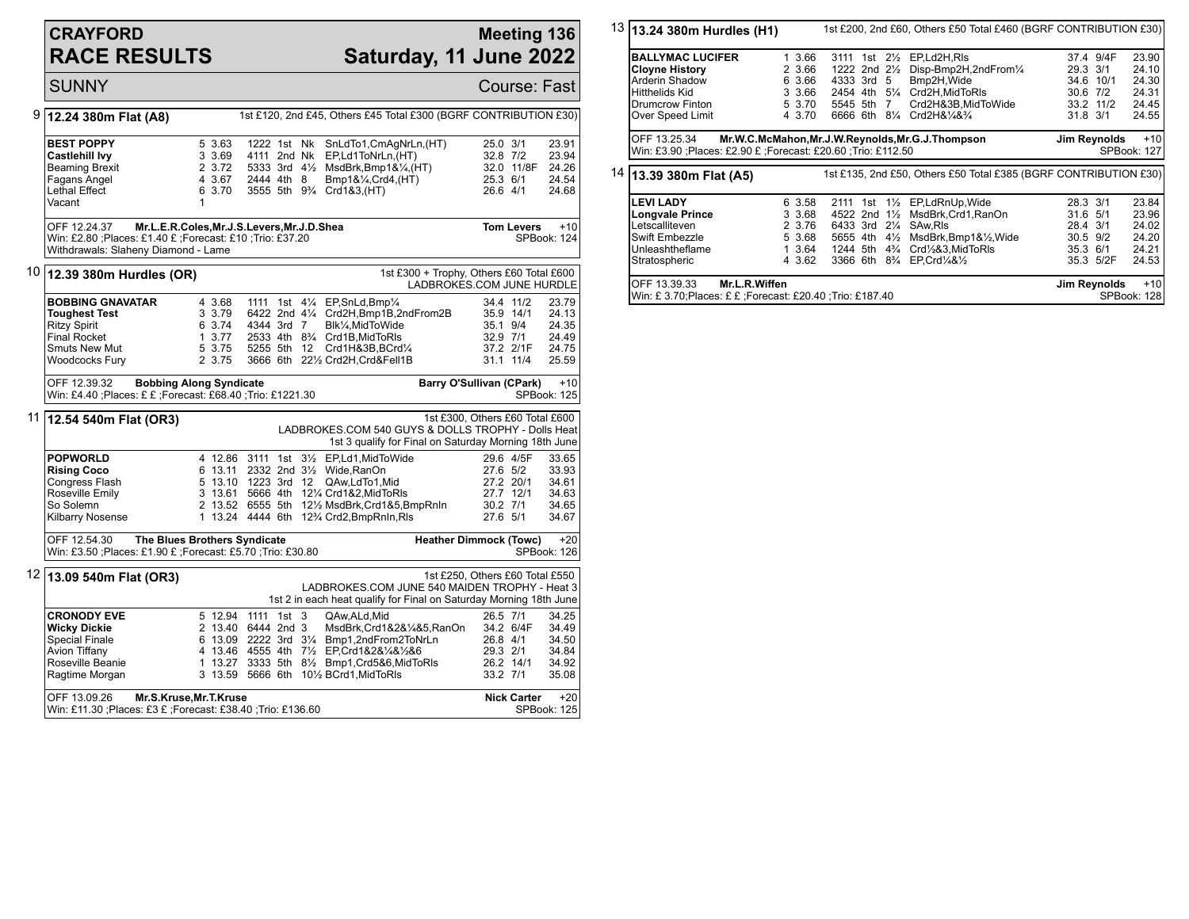# CRAYFORD RACE RESULTS

## Meeting 136 Saturday, 11 June 2022

SUNNY — Course: Fast

### 9 — 12.24 380m Flat (A8)

1st £120, 2nd £45, Others £45 Total £300 (BGRF CONTRIBUTION £30)

| | | | | | | | | | |
|---|---|---|---|---|---|---|---|---|---|
| **BEST POPPY** | 5 | 3.63 | 1222 | 1st | Nk | SnLdTo1,CmAgNrLn,(HT) | 25.0 | 3/1 | 23.91 |
| **Castlehill Ivy** | 3 | 3.69 | 4111 | 2nd | Nk | EP,Ld1ToNrLn,(HT) | 32.8 | 7/2 | 23.94 |
| Beaming Brexit | 2 | 3.72 | 5333 | 3rd | 4½ | MsdBrk,Bmp1&¼,(HT) | 32.0 | 11/8F | 24.26 |
| Fagans Angel | 4 | 3.67 | 2444 | 4th | 8 | Bmp1&¼,Crd4,(HT) | 25.3 | 6/1 | 24.54 |
| Lethal Effect | 6 | 3.70 | 3555 | 5th | 9¾ | Crd1&3,(HT) | 26.6 | 4/1 | 24.68 |
| Vacant | 1 | | | | | | | | |

OFF 12.24.37 Mr.L.E.R.Coles,Mr.J.S.Levers,Mr.J.D.Shea — Tom Levers +10
Win: £2.80 ;Places: £1.40 £ ;Forecast: £10 ;Trio: £37.20 — SPBook: 124
Withdrawals: Slaheny Diamond - Lame

### 10 — 12.39 380m Hurdles (OR)

1st £300 + Trophy, Others £60 Total £600
LADBROKES.COM JUNE HURDLE

| | | | | | | | | | |
|---|---|---|---|---|---|---|---|---|---|
| **BOBBING GNAVATAR** | 4 | 3.68 | 1111 | 1st | 4¼ | EP,SnLd,Bmp¼ | 34.4 | 11/2 | 23.79 |
| **Toughest Test** | 3 | 3.79 | 6422 | 2nd | 4¼ | Crd2H,Bmp1B,2ndFrom2B | 35.9 | 14/1 | 24.13 |
| Ritzy Spirit | 6 | 3.74 | 4344 | 3rd | 7 | Blk¼,MidToWide | 35.1 | 9/4 | 24.35 |
| Final Rocket | 1 | 3.77 | 2533 | 4th | 8¾ | Crd1B,MidToRls | 32.9 | 7/1 | 24.49 |
| Smuts New Mut | 5 | 3.75 | 5255 | 5th | 12 | Crd1H&3B,BCrd¼ | 37.2 | 2/1F | 24.75 |
| Woodcocks Fury | 2 | 3.75 | 3666 | 6th | 22½ | Crd2H,Crd&Fell1B | 31.1 | 11/4 | 25.59 |

OFF 12.39.32 Bobbing Along Syndicate — Barry O'Sullivan (CPark) +10
Win: £4.40 ;Places: £ £ ;Forecast: £68.40 ;Trio: £1221.30 — SPBook: 125

### 11 — 12.54 540m Flat (OR3)

1st £300, Others £60 Total £600
LADBROKES.COM 540 GUYS & DOLLS TROPHY - Dolls Heat
1st 3 qualify for Final on Saturday Morning 18th June

| | | | | | | | | | |
|---|---|---|---|---|---|---|---|---|---|
| **POPWORLD** | 4 | 12.86 | 3111 | 1st | 3½ | EP,Ld1,MidToWide | 29.6 | 4/5F | 33.65 |
| **Rising Coco** | 6 | 13.11 | 2332 | 2nd | 3½ | Wide,RanOn | 27.6 | 5/2 | 33.93 |
| Congress Flash | 5 | 13.10 | 1223 | 3rd | 12 | QAw,LdTo1,Mid | 27.2 | 20/1 | 34.61 |
| Roseville Emily | 3 | 13.61 | 5666 | 4th | 12¼ | Crd1&2,MidToRls | 27.7 | 12/1 | 34.63 |
| So Solemn | 2 | 13.52 | 6555 | 5th | 12½ | MsdBrk,Crd1&5,BmpRnIn | 30.2 | 7/1 | 34.65 |
| Kilbarry Nosense | 1 | 13.24 | 4444 | 6th | 12¾ | Crd2,BmpRnIn,Rls | 27.6 | 5/1 | 34.67 |

OFF 12.54.30 The Blues Brothers Syndicate — Heather Dimmock (Towc) +20
Win: £3.50 ;Places: £1.90 £ ;Forecast: £5.70 ;Trio: £30.80 — SPBook: 126

### 12 — 13.09 540m Flat (OR3)

1st £250, Others £60 Total £550
LADBROKES.COM JUNE 540 MAIDEN TROPHY - Heat 3
1st 2 in each heat qualify for Final on Saturday Morning 18th June

| | | | | | | | | | |
|---|---|---|---|---|---|---|---|---|---|
| **CRONODY EVE** | 5 | 12.94 | 1111 | 1st | 3 | QAw,ALd,Mid | 26.5 | 7/1 | 34.25 |
| **Wicky Dickie** | 2 | 13.40 | 6444 | 2nd | 3 | MsdBrk,Crd1&2&¼&5,RanOn | 34.2 | 6/4F | 34.49 |
| Special Finale | 6 | 13.09 | 2222 | 3rd | 3¼ | Bmp1,2ndFrom2ToNrLn | 26.8 | 4/1 | 34.50 |
| Avion Tiffany | 4 | 13.46 | 4555 | 4th | 7½ | EP,Crd1&2&¼&½&6 | 29.3 | 2/1 | 34.84 |
| Roseville Beanie | 1 | 13.27 | 3333 | 5th | 8½ | Bmp1,Crd5&6,MidToRls | 26.2 | 14/1 | 34.92 |
| Ragtime Morgan | 3 | 13.59 | 5666 | 6th | 10½ | BCrd1,MidToRls | 33.2 | 7/1 | 35.08 |

OFF 13.09.26 Mr.S.Kruse,Mr.T.Kruse — Nick Carter +20
Win: £11.30 ;Places: £3 £ ;Forecast: £38.40 ;Trio: £136.60 — SPBook: 125

### 13 — 13.24 380m Hurdles (H1)

1st £200, 2nd £60, Others £50 Total £460 (BGRF CONTRIBUTION £30)

| | | | | | | | | | |
|---|---|---|---|---|---|---|---|---|---|
| **BALLYMAC LUCIFER** | 1 | 3.66 | 3111 | 1st | 2½ | EP,Ld2H,Rls | 37.4 | 9/4F | 23.90 |
| **Cloyne History** | 2 | 3.66 | 1222 | 2nd | 2½ | Disp-Bmp2H,2ndFrom¼ | 29.3 | 3/1 | 24.10 |
| Arderin Shadow | 6 | 3.66 | 4333 | 3rd | 5 | Bmp2H,Wide | 34.6 | 10/1 | 24.30 |
| Hitthelids Kid | 3 | 3.66 | 2454 | 4th | 5¼ | Crd2H,MidToRls | 30.6 | 7/2 | 24.31 |
| Drumcrow Finton | 5 | 3.70 | 5545 | 5th | 7 | Crd2H&3B,MidToWide | 33.2 | 11/2 | 24.45 |
| Over Speed Limit | 4 | 3.70 | 6666 | 6th | 8¼ | Crd2H&¼&¾ | 31.8 | 3/1 | 24.55 |

OFF 13.25.34 Mr.W.C.McMahon,Mr.J.W.Reynolds,Mr.G.J.Thompson — Jim Reynolds +10
Win: £3.90 ;Places: £2.90 £ ;Forecast: £20.60 ;Trio: £112.50 — SPBook: 127

### 14 — 13.39 380m Flat (A5)

1st £135, 2nd £50, Others £50 Total £385 (BGRF CONTRIBUTION £30)

| | | | | | | | | | |
|---|---|---|---|---|---|---|---|---|---|
| **LEVI LADY** | 6 | 3.58 | 2111 | 1st | 1½ | EP,LdRnUp,Wide | 28.3 | 3/1 | 23.84 |
| **Longvale Prince** | 3 | 3.68 | 4522 | 2nd | 1½ | MsdBrk,Crd1,RanOn | 31.6 | 5/1 | 23.96 |
| Letscalliteven | 2 | 3.76 | 6433 | 3rd | 2¼ | SAw,Rls | 28.4 | 3/1 | 24.02 |
| Swift Embezzle | 5 | 3.68 | 5655 | 4th | 4½ | MsdBrk,Bmp1&½,Wide | 30.5 | 9/2 | 24.20 |
| Unleashtheflame | 1 | 3.64 | 1244 | 5th | 4¾ | Crd½&3,MidToRls | 35.3 | 6/1 | 24.21 |
| Stratospheric | 4 | 3.62 | 3366 | 6th | 8¾ | EP,Crd¼&½ | 35.3 | 5/2F | 24.53 |

OFF 13.39.33 Mr.L.R.Wiffen — Jim Reynolds +10
Win: £ 3.70;Places: £ £ ;Forecast: £20.40 ;Trio: £187.40 — SPBook: 128